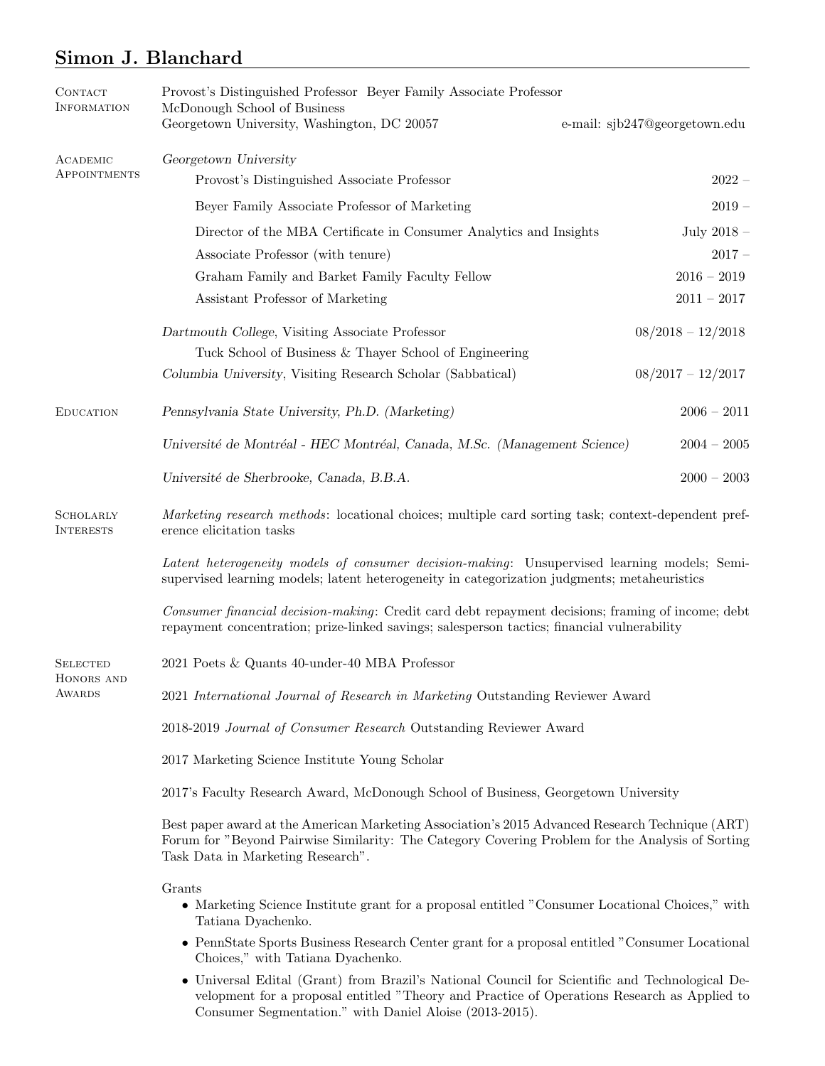# Simon J. Blanchard

## Contact Information

Provost's Distinguished Professor Beyer Family Associate Professor
McDonough School of Business
Georgetown University, Washington, DC 20057
e-mail: sjb247@georgetown.edu

## Academic Appointments

*Georgetown University*

- Provost's Distinguished Associate Professor — 2022 –
- Beyer Family Associate Professor of Marketing — 2019 –
- Director of the MBA Certificate in Consumer Analytics and Insights — July 2018 –
- Associate Professor (with tenure) — 2017 –
- Graham Family and Barket Family Faculty Fellow — 2016 – 2019
- Assistant Professor of Marketing — 2011 – 2017

*Dartmouth College*, Visiting Associate Professor — 08/2018 – 12/2018
Tuck School of Business & Thayer School of Engineering

*Columbia University*, Visiting Research Scholar (Sabbatical) — 08/2017 – 12/2017

## Education

*Pennsylvania State University, Ph.D. (Marketing)* — 2006 – 2011

*Université de Montréal - HEC Montréal, Canada, M.Sc. (Management Science)* — 2004 – 2005

*Université de Sherbrooke, Canada, B.B.A.* — 2000 – 2003

## Scholarly Interests

*Marketing research methods*: locational choices; multiple card sorting task; context-dependent preference elicitation tasks

*Latent heterogeneity models of consumer decision-making*: Unsupervised learning models; Semi-supervised learning models; latent heterogeneity in categorization judgments; metaheuristics

*Consumer financial decision-making*: Credit card debt repayment decisions; framing of income; debt repayment concentration; prize-linked savings; salesperson tactics; financial vulnerability

## Selected Honors and Awards

2021 Poets & Quants 40-under-40 MBA Professor

2021 *International Journal of Research in Marketing* Outstanding Reviewer Award

2018-2019 *Journal of Consumer Research* Outstanding Reviewer Award

2017 Marketing Science Institute Young Scholar

2017's Faculty Research Award, McDonough School of Business, Georgetown University

Best paper award at the American Marketing Association's 2015 Advanced Research Technique (ART) Forum for "Beyond Pairwise Similarity: The Category Covering Problem for the Analysis of Sorting Task Data in Marketing Research".

Grants

- Marketing Science Institute grant for a proposal entitled "Consumer Locational Choices," with Tatiana Dyachenko.
- PennState Sports Business Research Center grant for a proposal entitled "Consumer Locational Choices," with Tatiana Dyachenko.
- Universal Edital (Grant) from Brazil's National Council for Scientific and Technological Development for a proposal entitled "Theory and Practice of Operations Research as Applied to Consumer Segmentation." with Daniel Aloise (2013-2015).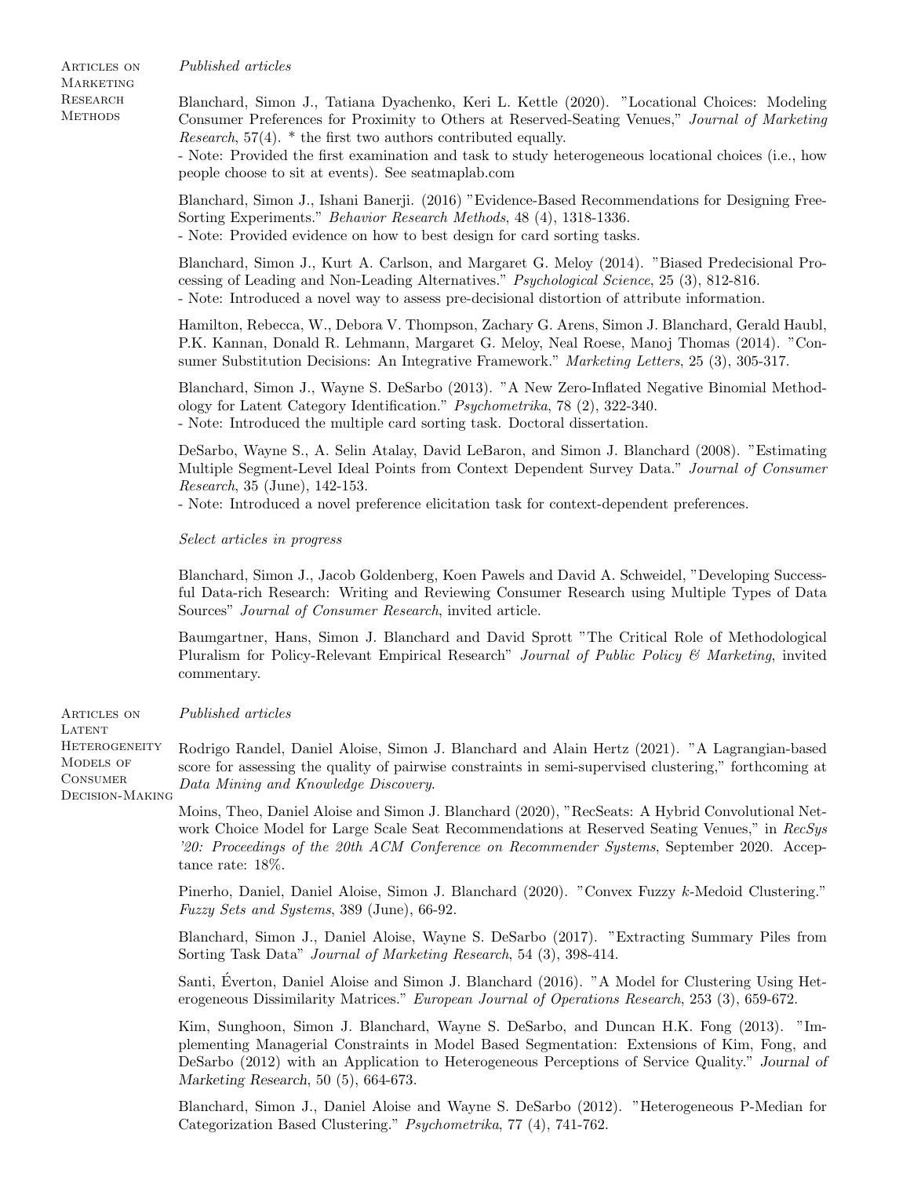## Articles on Marketing Research Methods

*Published articles*

Blanchard, Simon J., Tatiana Dyachenko, Keri L. Kettle (2020). "Locational Choices: Modeling Consumer Preferences for Proximity to Others at Reserved-Seating Venues," *Journal of Marketing Research*, 57(4). * the first two authors contributed equally.
- Note: Provided the first examination and task to study heterogeneous locational choices (i.e., how people choose to sit at events). See seatmaplab.com

Blanchard, Simon J., Ishani Banerji. (2016) "Evidence-Based Recommendations for Designing Free-Sorting Experiments." *Behavior Research Methods*, 48 (4), 1318-1336.
- Note: Provided evidence on how to best design for card sorting tasks.

Blanchard, Simon J., Kurt A. Carlson, and Margaret G. Meloy (2014). "Biased Predecisional Processing of Leading and Non-Leading Alternatives." *Psychological Science*, 25 (3), 812-816.
- Note: Introduced a novel way to assess pre-decisional distortion of attribute information.

Hamilton, Rebecca, W., Debora V. Thompson, Zachary G. Arens, Simon J. Blanchard, Gerald Haubl, P.K. Kannan, Donald R. Lehmann, Margaret G. Meloy, Neal Roese, Manoj Thomas (2014). "Consumer Substitution Decisions: An Integrative Framework." *Marketing Letters*, 25 (3), 305-317.

Blanchard, Simon J., Wayne S. DeSarbo (2013). "A New Zero-Inflated Negative Binomial Methodology for Latent Category Identification." *Psychometrika*, 78 (2), 322-340.
- Note: Introduced the multiple card sorting task. Doctoral dissertation.

DeSarbo, Wayne S., A. Selin Atalay, David LeBaron, and Simon J. Blanchard (2008). "Estimating Multiple Segment-Level Ideal Points from Context Dependent Survey Data." *Journal of Consumer Research*, 35 (June), 142-153.
- Note: Introduced a novel preference elicitation task for context-dependent preferences.

*Select articles in progress*

Blanchard, Simon J., Jacob Goldenberg, Koen Pawels and David A. Schweidel, "Developing Successful Data-rich Research: Writing and Reviewing Consumer Research using Multiple Types of Data Sources" *Journal of Consumer Research*, invited article.

Baumgartner, Hans, Simon J. Blanchard and David Sprott "The Critical Role of Methodological Pluralism for Policy-Relevant Empirical Research" *Journal of Public Policy & Marketing*, invited commentary.

## Articles on Latent Heterogeneity Models of Consumer Decision-Making

*Published articles*

Rodrigo Randel, Daniel Aloise, Simon J. Blanchard and Alain Hertz (2021). "A Lagrangian-based score for assessing the quality of pairwise constraints in semi-supervised clustering," forthcoming at *Data Mining and Knowledge Discovery*.

Moins, Theo, Daniel Aloise and Simon J. Blanchard (2020), "RecSeats: A Hybrid Convolutional Network Choice Model for Large Scale Seat Recommendations at Reserved Seating Venues," in *RecSys '20: Proceedings of the 20th ACM Conference on Recommender Systems*, September 2020. Acceptance rate: 18%.

Pinerho, Daniel, Daniel Aloise, Simon J. Blanchard (2020). "Convex Fuzzy *k*-Medoid Clustering." *Fuzzy Sets and Systems*, 389 (June), 66-92.

Blanchard, Simon J., Daniel Aloise, Wayne S. DeSarbo (2017). "Extracting Summary Piles from Sorting Task Data" *Journal of Marketing Research*, 54 (3), 398-414.

Santi, Éverton, Daniel Aloise and Simon J. Blanchard (2016). "A Model for Clustering Using Heterogeneous Dissimilarity Matrices." *European Journal of Operations Research*, 253 (3), 659-672.

Kim, Sunghoon, Simon J. Blanchard, Wayne S. DeSarbo, and Duncan H.K. Fong (2013). "Implementing Managerial Constraints in Model Based Segmentation: Extensions of Kim, Fong, and DeSarbo (2012) with an Application to Heterogeneous Perceptions of Service Quality." *Journal of Marketing Research*, 50 (5), 664-673.

Blanchard, Simon J., Daniel Aloise and Wayne S. DeSarbo (2012). "Heterogeneous P-Median for Categorization Based Clustering." *Psychometrika*, 77 (4), 741-762.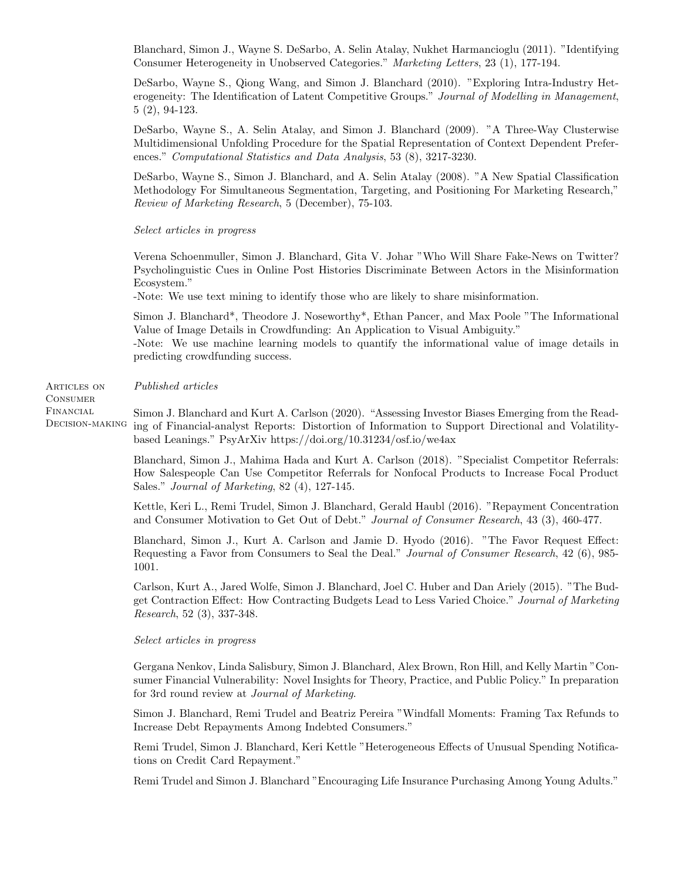Blanchard, Simon J., Wayne S. DeSarbo, A. Selin Atalay, Nukhet Harmancioglu (2011). "Identifying Consumer Heterogeneity in Unobserved Categories." *Marketing Letters*, 23 (1), 177-194.

DeSarbo, Wayne S., Qiong Wang, and Simon J. Blanchard (2010). "Exploring Intra-Industry Heterogeneity: The Identification of Latent Competitive Groups." *Journal of Modelling in Management*, 5 (2), 94-123.

DeSarbo, Wayne S., A. Selin Atalay, and Simon J. Blanchard (2009). "A Three-Way Clusterwise Multidimensional Unfolding Procedure for the Spatial Representation of Context Dependent Preferences." *Computational Statistics and Data Analysis*, 53 (8), 3217-3230.

DeSarbo, Wayne S., Simon J. Blanchard, and A. Selin Atalay (2008). "A New Spatial Classification Methodology For Simultaneous Segmentation, Targeting, and Positioning For Marketing Research," *Review of Marketing Research*, 5 (December), 75-103.

*Select articles in progress*

Verena Schoenmuller, Simon J. Blanchard, Gita V. Johar "Who Will Share Fake-News on Twitter? Psycholinguistic Cues in Online Post Histories Discriminate Between Actors in the Misinformation Ecosystem."
-Note: We use text mining to identify those who are likely to share misinformation.

Simon J. Blanchard*, Theodore J. Noseworthy*, Ethan Pancer, and Max Poole "The Informational Value of Image Details in Crowdfunding: An Application to Visual Ambiguity."
-Note: We use machine learning models to quantify the informational value of image details in predicting crowdfunding success.

## Articles on Consumer Financial Decision-making

*Published articles*

Simon J. Blanchard and Kurt A. Carlson (2020). "Assessing Investor Biases Emerging from the Reading of Financial-analyst Reports: Distortion of Information to Support Directional and Volatility-based Leanings." PsyArXiv https://doi.org/10.31234/osf.io/we4ax

Blanchard, Simon J., Mahima Hada and Kurt A. Carlson (2018). "Specialist Competitor Referrals: How Salespeople Can Use Competitor Referrals for Nonfocal Products to Increase Focal Product Sales." *Journal of Marketing*, 82 (4), 127-145.

Kettle, Keri L., Remi Trudel, Simon J. Blanchard, Gerald Haubl (2016). "Repayment Concentration and Consumer Motivation to Get Out of Debt." *Journal of Consumer Research*, 43 (3), 460-477.

Blanchard, Simon J., Kurt A. Carlson and Jamie D. Hyodo (2016). "The Favor Request Effect: Requesting a Favor from Consumers to Seal the Deal." *Journal of Consumer Research*, 42 (6), 985-1001.

Carlson, Kurt A., Jared Wolfe, Simon J. Blanchard, Joel C. Huber and Dan Ariely (2015). "The Budget Contraction Effect: How Contracting Budgets Lead to Less Varied Choice." *Journal of Marketing Research*, 52 (3), 337-348.

*Select articles in progress*

Gergana Nenkov, Linda Salisbury, Simon J. Blanchard, Alex Brown, Ron Hill, and Kelly Martin "Consumer Financial Vulnerability: Novel Insights for Theory, Practice, and Public Policy." In preparation for 3rd round review at *Journal of Marketing*.

Simon J. Blanchard, Remi Trudel and Beatriz Pereira "Windfall Moments: Framing Tax Refunds to Increase Debt Repayments Among Indebted Consumers."

Remi Trudel, Simon J. Blanchard, Keri Kettle "Heterogeneous Effects of Unusual Spending Notifications on Credit Card Repayment."

Remi Trudel and Simon J. Blanchard "Encouraging Life Insurance Purchasing Among Young Adults."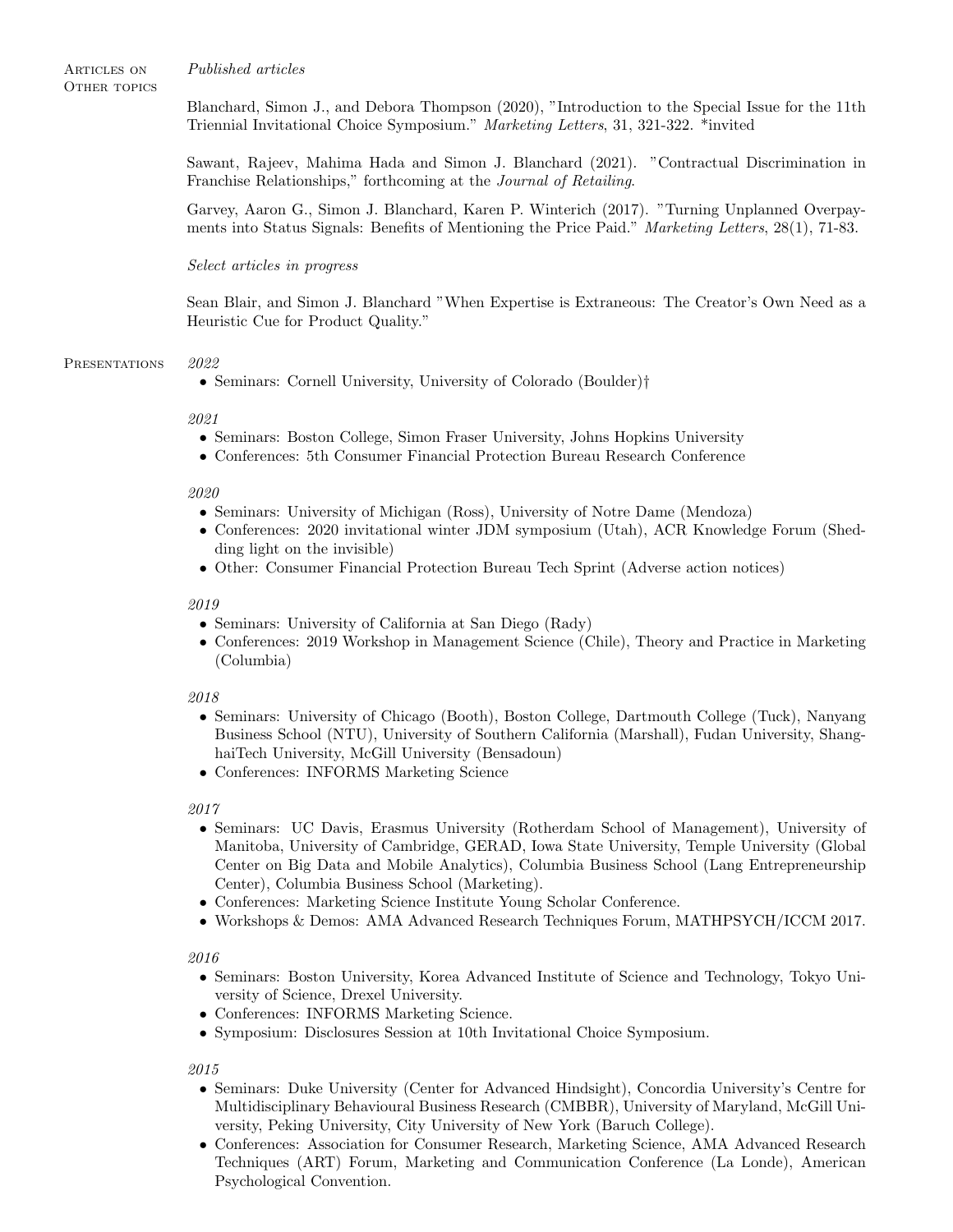## Articles on Other topics

*Published articles*

Blanchard, Simon J., and Debora Thompson (2020), ”Introduction to the Special Issue for the 11th Triennial Invitational Choice Symposium.” *Marketing Letters*, 31, 321-322. *invited

Sawant, Rajeev, Mahima Hada and Simon J. Blanchard (2021). ”Contractual Discrimination in Franchise Relationships,” forthcoming at the *Journal of Retailing*.

Garvey, Aaron G., Simon J. Blanchard, Karen P. Winterich (2017). ”Turning Unplanned Overpayments into Status Signals: Benefits of Mentioning the Price Paid.” *Marketing Letters*, 28(1), 71-83.

*Select articles in progress*

Sean Blair, and Simon J. Blanchard ”When Expertise is Extraneous: The Creator's Own Need as a Heuristic Cue for Product Quality.”

## Presentations

*2022*

- Seminars: Cornell University, University of Colorado (Boulder)†

*2021*

- Seminars: Boston College, Simon Fraser University, Johns Hopkins University
- Conferences: 5th Consumer Financial Protection Bureau Research Conference

*2020*

- Seminars: University of Michigan (Ross), University of Notre Dame (Mendoza)
- Conferences: 2020 invitational winter JDM symposium (Utah), ACR Knowledge Forum (Shedding light on the invisible)
- Other: Consumer Financial Protection Bureau Tech Sprint (Adverse action notices)

*2019*

- Seminars: University of California at San Diego (Rady)
- Conferences: 2019 Workshop in Management Science (Chile), Theory and Practice in Marketing (Columbia)

*2018*

- Seminars: University of Chicago (Booth), Boston College, Dartmouth College (Tuck), Nanyang Business School (NTU), University of Southern California (Marshall), Fudan University, ShanghaiTech University, McGill University (Bensadoun)
- Conferences: INFORMS Marketing Science

*2017*

- Seminars: UC Davis, Erasmus University (Rotherdam School of Management), University of Manitoba, University of Cambridge, GERAD, Iowa State University, Temple University (Global Center on Big Data and Mobile Analytics), Columbia Business School (Lang Entrepreneurship Center), Columbia Business School (Marketing).
- Conferences: Marketing Science Institute Young Scholar Conference.
- Workshops & Demos: AMA Advanced Research Techniques Forum, MATHPSYCH/ICCM 2017.

*2016*

- Seminars: Boston University, Korea Advanced Institute of Science and Technology, Tokyo University of Science, Drexel University.
- Conferences: INFORMS Marketing Science.
- Symposium: Disclosures Session at 10th Invitational Choice Symposium.

*2015*

- Seminars: Duke University (Center for Advanced Hindsight), Concordia University's Centre for Multidisciplinary Behavioural Business Research (CMBBR), University of Maryland, McGill University, Peking University, City University of New York (Baruch College).
- Conferences: Association for Consumer Research, Marketing Science, AMA Advanced Research Techniques (ART) Forum, Marketing and Communication Conference (La Londe), American Psychological Convention.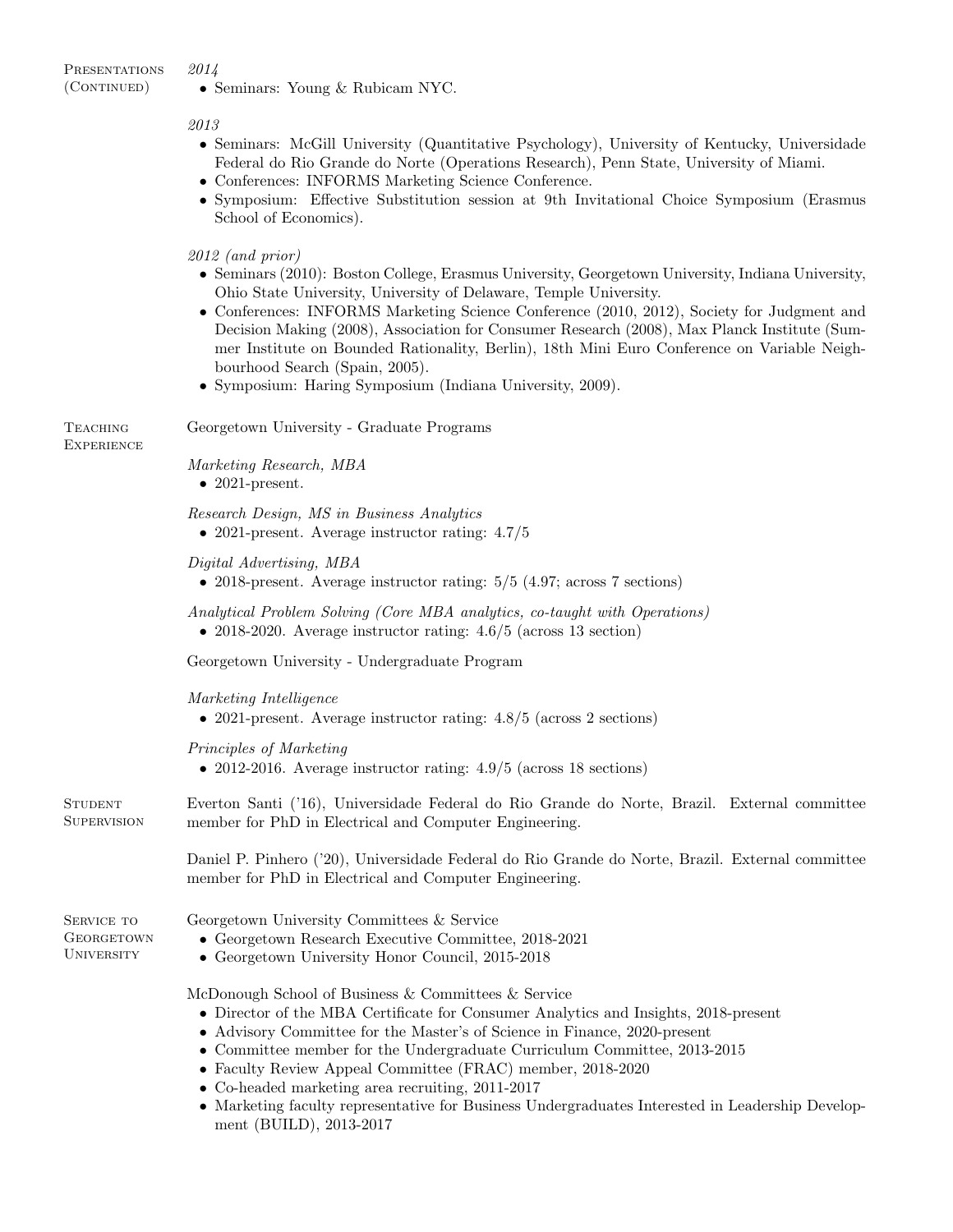## Presentations (Continued)

*2014*

- Seminars: Young & Rubicam NYC.

*2013*

- Seminars: McGill University (Quantitative Psychology), University of Kentucky, Universidade Federal do Rio Grande do Norte (Operations Research), Penn State, University of Miami.
- Conferences: INFORMS Marketing Science Conference.
- Symposium: Effective Substitution session at 9th Invitational Choice Symposium (Erasmus School of Economics).

*2012 (and prior)*

- Seminars (2010): Boston College, Erasmus University, Georgetown University, Indiana University, Ohio State University, University of Delaware, Temple University.
- Conferences: INFORMS Marketing Science Conference (2010, 2012), Society for Judgment and Decision Making (2008), Association for Consumer Research (2008), Max Planck Institute (Summer Institute on Bounded Rationality, Berlin), 18th Mini Euro Conference on Variable Neighbourhood Search (Spain, 2005).
- Symposium: Haring Symposium (Indiana University, 2009).

## Teaching Experience

Georgetown University - Graduate Programs

*Marketing Research, MBA*

- 2021-present.

*Research Design, MS in Business Analytics*

- 2021-present. Average instructor rating: 4.7/5

*Digital Advertising, MBA*

- 2018-present. Average instructor rating: 5/5 (4.97; across 7 sections)

*Analytical Problem Solving (Core MBA analytics, co-taught with Operations)*

- 2018-2020. Average instructor rating: 4.6/5 (across 13 section)

Georgetown University - Undergraduate Program

*Marketing Intelligence*

- 2021-present. Average instructor rating: 4.8/5 (across 2 sections)

*Principles of Marketing*

- 2012-2016. Average instructor rating: 4.9/5 (across 18 sections)

## Student Supervision

Everton Santi ('16), Universidade Federal do Rio Grande do Norte, Brazil. External committee member for PhD in Electrical and Computer Engineering.

Daniel P. Pinhero ('20), Universidade Federal do Rio Grande do Norte, Brazil. External committee member for PhD in Electrical and Computer Engineering.

## Service to Georgetown University

Georgetown University Committees & Service

- Georgetown Research Executive Committee, 2018-2021
- Georgetown University Honor Council, 2015-2018

McDonough School of Business & Committees & Service

- Director of the MBA Certificate for Consumer Analytics and Insights, 2018-present
- Advisory Committee for the Master's of Science in Finance, 2020-present
- Committee member for the Undergraduate Curriculum Committee, 2013-2015
- Faculty Review Appeal Committee (FRAC) member, 2018-2020
- Co-headed marketing area recruiting, 2011-2017
- Marketing faculty representative for Business Undergraduates Interested in Leadership Development (BUILD), 2013-2017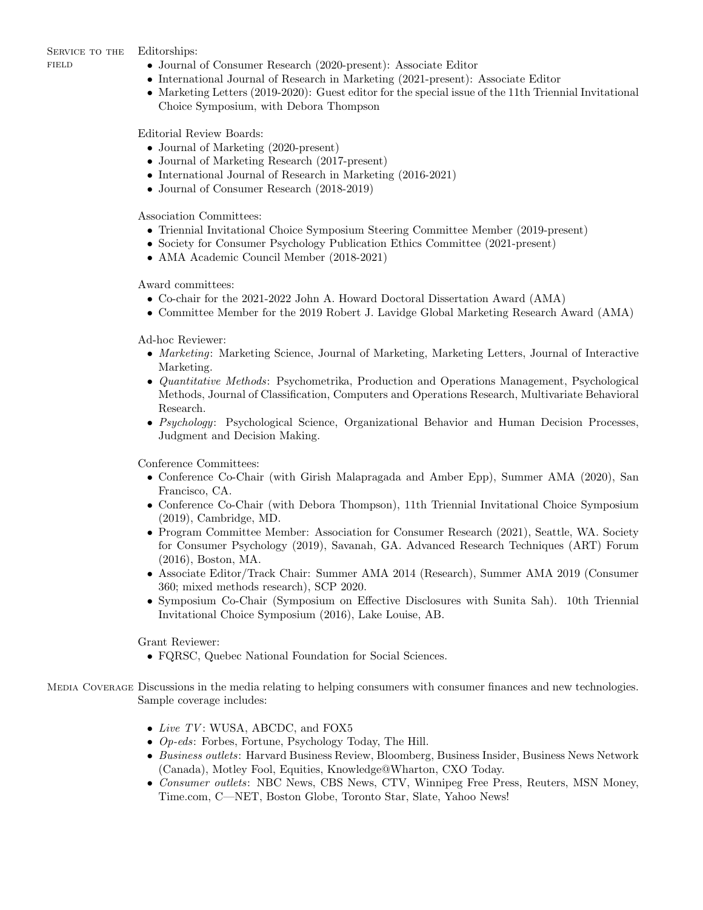## Service to the field

Editorships:

- Journal of Consumer Research (2020-present): Associate Editor
- International Journal of Research in Marketing (2021-present): Associate Editor
- Marketing Letters (2019-2020): Guest editor for the special issue of the 11th Triennial Invitational Choice Symposium, with Debora Thompson

Editorial Review Boards:

- Journal of Marketing (2020-present)
- Journal of Marketing Research (2017-present)
- International Journal of Research in Marketing (2016-2021)
- Journal of Consumer Research (2018-2019)

Association Committees:

- Triennial Invitational Choice Symposium Steering Committee Member (2019-present)
- Society for Consumer Psychology Publication Ethics Committee (2021-present)
- AMA Academic Council Member (2018-2021)

Award committees:

- Co-chair for the 2021-2022 John A. Howard Doctoral Dissertation Award (AMA)
- Committee Member for the 2019 Robert J. Lavidge Global Marketing Research Award (AMA)

Ad-hoc Reviewer:

- *Marketing*: Marketing Science, Journal of Marketing, Marketing Letters, Journal of Interactive Marketing.
- *Quantitative Methods*: Psychometrika, Production and Operations Management, Psychological Methods, Journal of Classification, Computers and Operations Research, Multivariate Behavioral Research.
- *Psychology*: Psychological Science, Organizational Behavior and Human Decision Processes, Judgment and Decision Making.

Conference Committees:

- Conference Co-Chair (with Girish Malapragada and Amber Epp), Summer AMA (2020), San Francisco, CA.
- Conference Co-Chair (with Debora Thompson), 11th Triennial Invitational Choice Symposium (2019), Cambridge, MD.
- Program Committee Member: Association for Consumer Research (2021), Seattle, WA. Society for Consumer Psychology (2019), Savanah, GA. Advanced Research Techniques (ART) Forum (2016), Boston, MA.
- Associate Editor/Track Chair: Summer AMA 2014 (Research), Summer AMA 2019 (Consumer 360; mixed methods research), SCP 2020.
- Symposium Co-Chair (Symposium on Effective Disclosures with Sunita Sah). 10th Triennial Invitational Choice Symposium (2016), Lake Louise, AB.

Grant Reviewer:

- FQRSC, Quebec National Foundation for Social Sciences.

## Media Coverage

Discussions in the media relating to helping consumers with consumer finances and new technologies. Sample coverage includes:

- *Live TV*: WUSA, ABCDC, and FOX5
- *Op-eds*: Forbes, Fortune, Psychology Today, The Hill.
- *Business outlets*: Harvard Business Review, Bloomberg, Business Insider, Business News Network (Canada), Motley Fool, Equities, Knowledge@Wharton, CXO Today.
- *Consumer outlets*: NBC News, CBS News, CTV, Winnipeg Free Press, Reuters, MSN Money, Time.com, C—NET, Boston Globe, Toronto Star, Slate, Yahoo News!